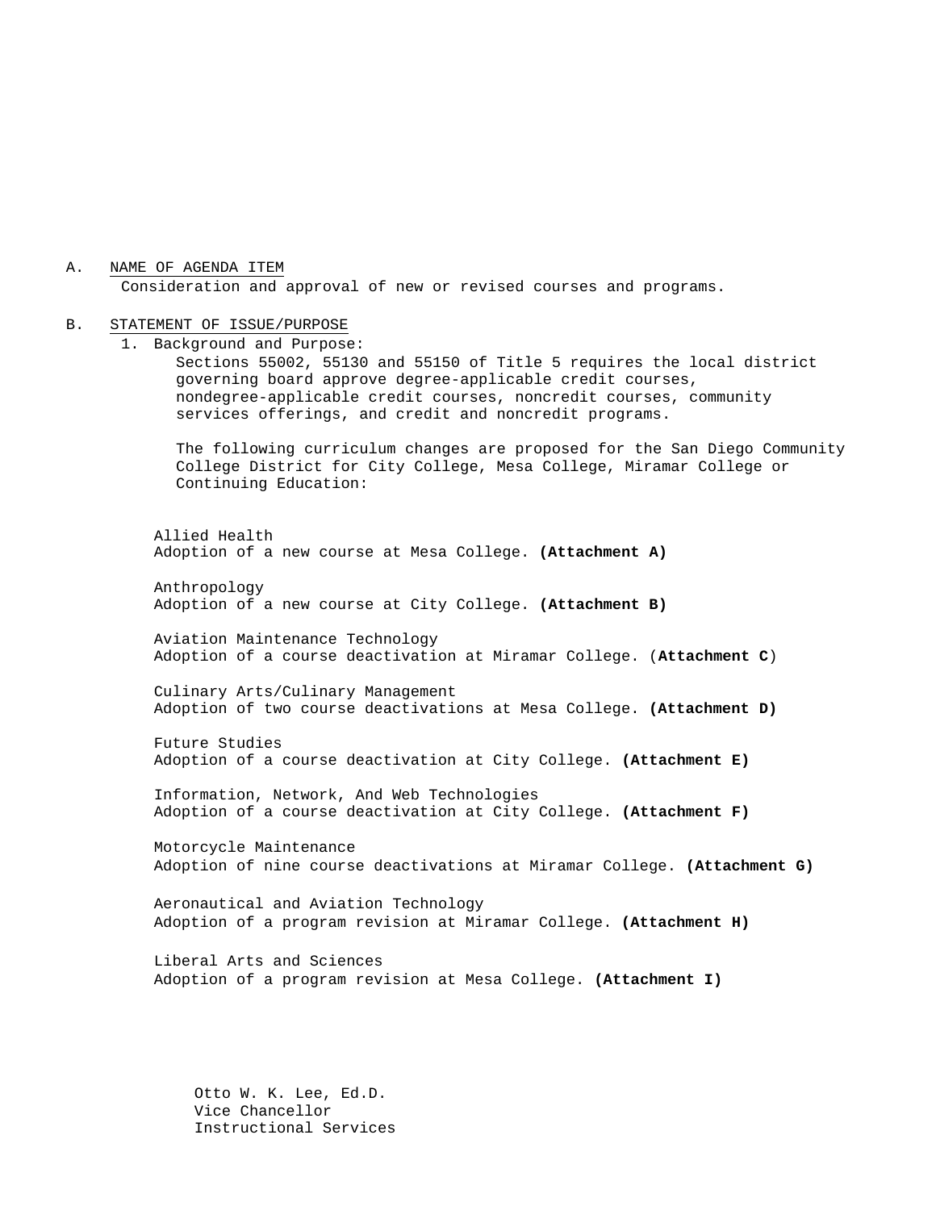A. NAME OF AGENDA ITEM

Consideration and approval of new or revised courses and programs.

B. STATEMENT OF ISSUE/PURPOSE

1. Background and Purpose:

   Sections 55002, 55130 and 55150 of Title 5 requires the local district governing board approve degree-applicable credit courses, nondegree-applicable credit courses, noncredit courses, community services offerings, and credit and noncredit programs.

   The following curriculum changes are proposed for the San Diego Community College District for City College, Mesa College, Miramar College or Continuing Education:

Allied Health
Adoption of a new course at Mesa College. **(Attachment A)**

Anthropology
Adoption of a new course at City College. **(Attachment B)**

Aviation Maintenance Technology
Adoption of a course deactivation at Miramar College. (**Attachment C**)

Culinary Arts/Culinary Management
Adoption of two course deactivations at Mesa College. **(Attachment D)**

Future Studies
Adoption of a course deactivation at City College. **(Attachment E)**

Information, Network, And Web Technologies
Adoption of a course deactivation at City College. **(Attachment F)**

Motorcycle Maintenance
Adoption of nine course deactivations at Miramar College. **(Attachment G)**

Aeronautical and Aviation Technology
Adoption of a program revision at Miramar College. **(Attachment H)**

Liberal Arts and Sciences
Adoption of a program revision at Mesa College. **(Attachment I)**

Otto W. K. Lee, Ed.D.
Vice Chancellor
Instructional Services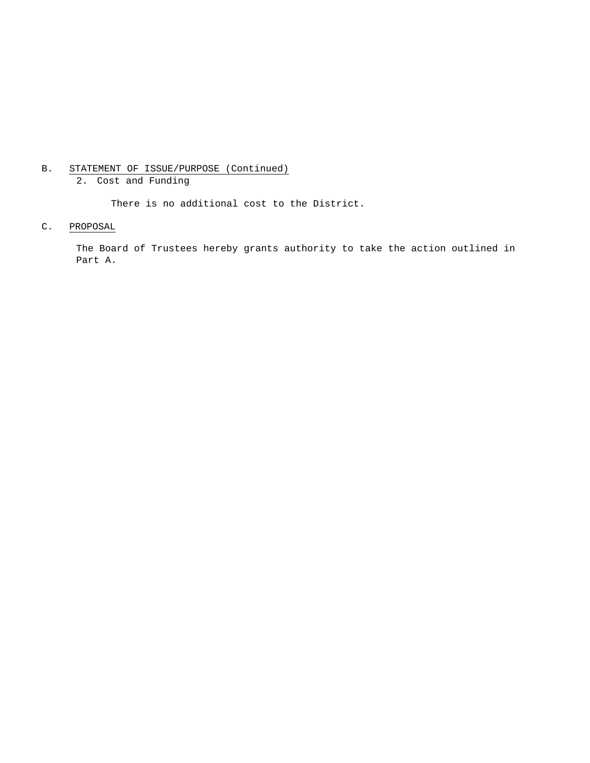B. <u>STATEMENT OF ISSUE/PURPOSE (Continued)</u>

2. Cost and Funding

There is no additional cost to the District.

C. <u>PROPOSAL</u>

The Board of Trustees hereby grants authority to take the action outlined in Part A.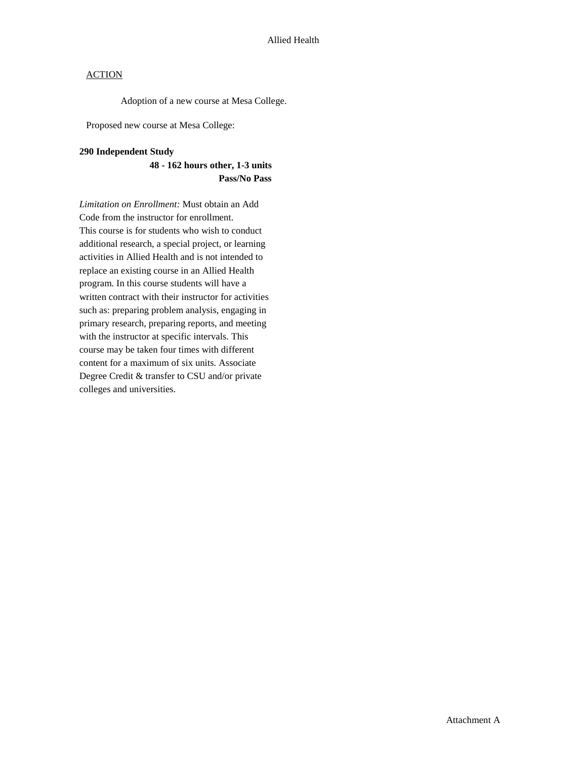Allied Health

ACTION

Adoption of a new course at Mesa College.

Proposed new course at Mesa College:

**290 Independent Study**
**48 - 162 hours other, 1-3 units**
**Pass/No Pass**

*Limitation on Enrollment:* Must obtain an Add Code from the instructor for enrollment.
This course is for students who wish to conduct additional research, a special project, or learning activities in Allied Health and is not intended to replace an existing course in an Allied Health program. In this course students will have a written contract with their instructor for activities such as: preparing problem analysis, engaging in primary research, preparing reports, and meeting with the instructor at specific intervals. This course may be taken four times with different content for a maximum of six units. Associate Degree Credit & transfer to CSU and/or private colleges and universities.

Attachment A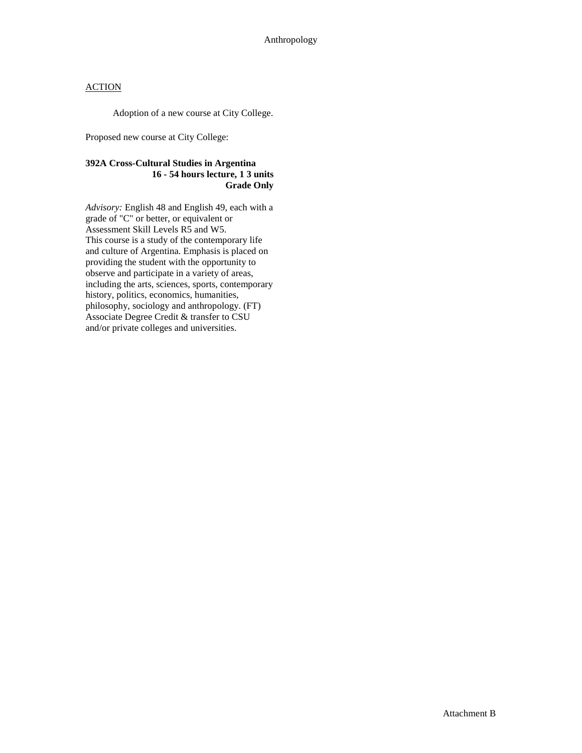Anthropology

<u>ACTION</u>

Adoption of a new course at City College.

Proposed new course at City College:

**392A Cross-Cultural Studies in Argentina**
**16 - 54 hours lecture, 1 3 units**
**Grade Only**

*Advisory:* English 48 and English 49, each with a grade of "C" or better, or equivalent or Assessment Skill Levels R5 and W5.
This course is a study of the contemporary life and culture of Argentina. Emphasis is placed on providing the student with the opportunity to observe and participate in a variety of areas, including the arts, sciences, sports, contemporary history, politics, economics, humanities, philosophy, sociology and anthropology. (FT)
Associate Degree Credit & transfer to CSU and/or private colleges and universities.

Attachment B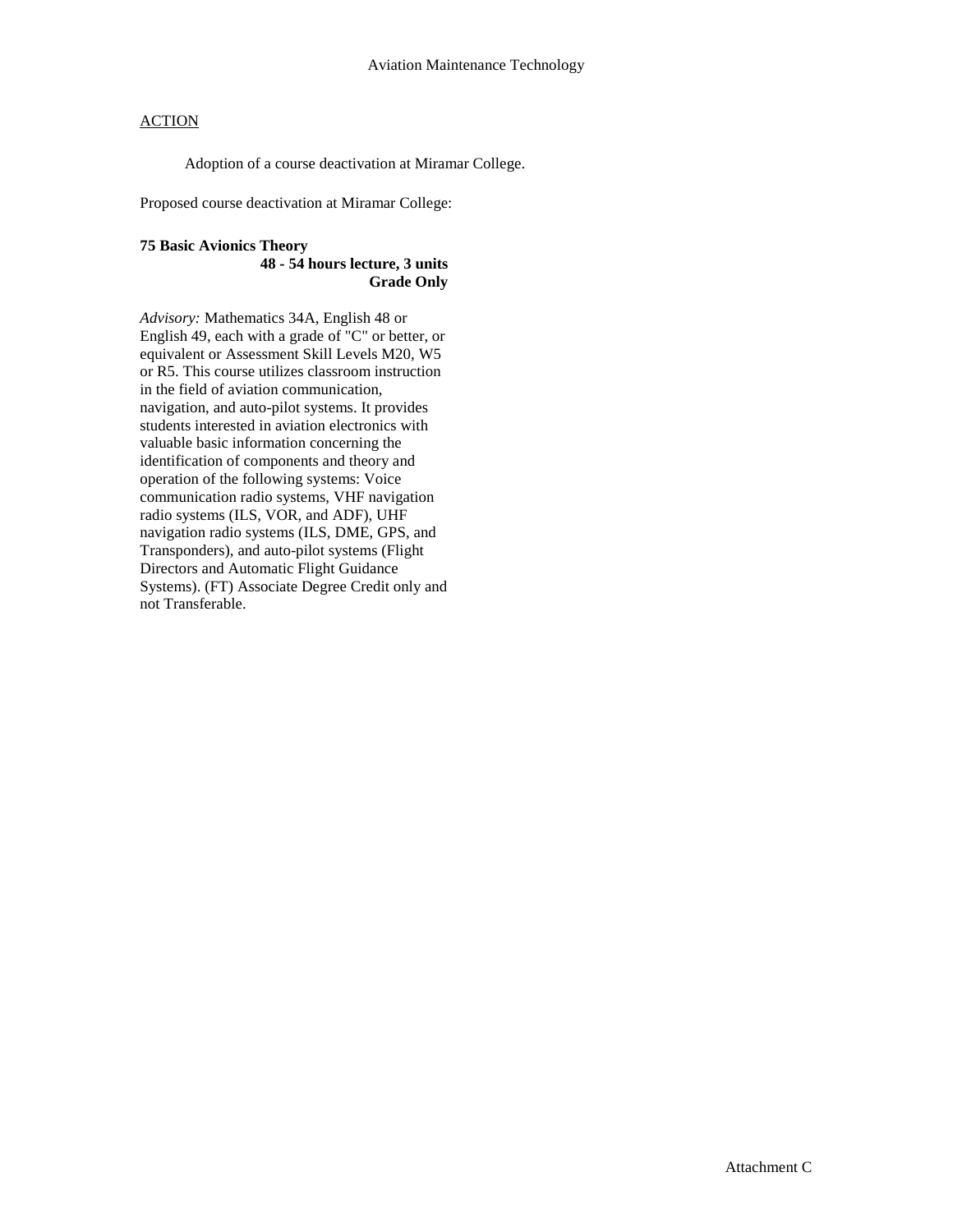# Aviation Maintenance Technology

ACTION

Adoption of a course deactivation at Miramar College.

Proposed course deactivation at Miramar College:

**75 Basic Avionics Theory**
**48 - 54 hours lecture, 3 units**
**Grade Only**

*Advisory:* Mathematics 34A, English 48 or English 49, each with a grade of "C" or better, or equivalent or Assessment Skill Levels M20, W5 or R5. This course utilizes classroom instruction in the field of aviation communication, navigation, and auto-pilot systems. It provides students interested in aviation electronics with valuable basic information concerning the identification of components and theory and operation of the following systems: Voice communication radio systems, VHF navigation radio systems (ILS, VOR, and ADF), UHF navigation radio systems (ILS, DME, GPS, and Transponders), and auto-pilot systems (Flight Directors and Automatic Flight Guidance Systems). (FT) Associate Degree Credit only and not Transferable.

Attachment C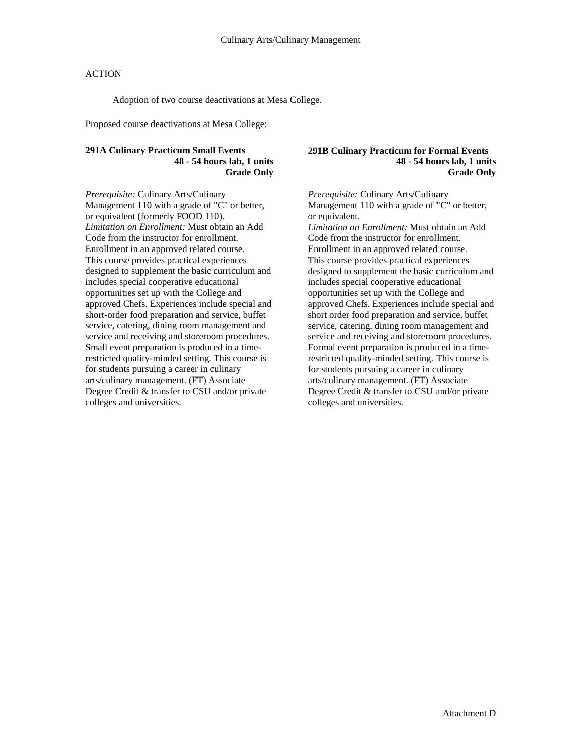Culinary Arts/Culinary Management

ACTION

Adoption of two course deactivations at Mesa College.

Proposed course deactivations at Mesa College:

**291A Culinary Practicum Small Events**
**48 - 54 hours lab, 1 units**
**Grade Only**

*Prerequisite:* Culinary Arts/Culinary Management 110 with a grade of "C" or better, or equivalent (formerly FOOD 110).
*Limitation on Enrollment:* Must obtain an Add Code from the instructor for enrollment. Enrollment in an approved related course.
This course provides practical experiences designed to supplement the basic curriculum and includes special cooperative educational opportunities set up with the College and approved Chefs. Experiences include special and short-order food preparation and service, buffet service, catering, dining room management and service and receiving and storeroom procedures. Small event preparation is produced in a time-restricted quality-minded setting. This course is for students pursuing a career in culinary arts/culinary management. (FT) Associate Degree Credit & transfer to CSU and/or private colleges and universities.

**291B Culinary Practicum for Formal Events**
**48 - 54 hours lab, 1 units**
**Grade Only**

*Prerequisite:* Culinary Arts/Culinary Management 110 with a grade of "C" or better, or equivalent.
*Limitation on Enrollment:* Must obtain an Add Code from the instructor for enrollment. Enrollment in an approved related course.
This course provides practical experiences designed to supplement the basic curriculum and includes special cooperative educational opportunities set up with the College and approved Chefs. Experiences include special and short order food preparation and service, buffet service, catering, dining room management and service and receiving and storeroom procedures. Formal event preparation is produced in a time-restricted quality-minded setting. This course is for students pursuing a career in culinary arts/culinary management. (FT) Associate Degree Credit & transfer to CSU and/or private colleges and universities.

Attachment D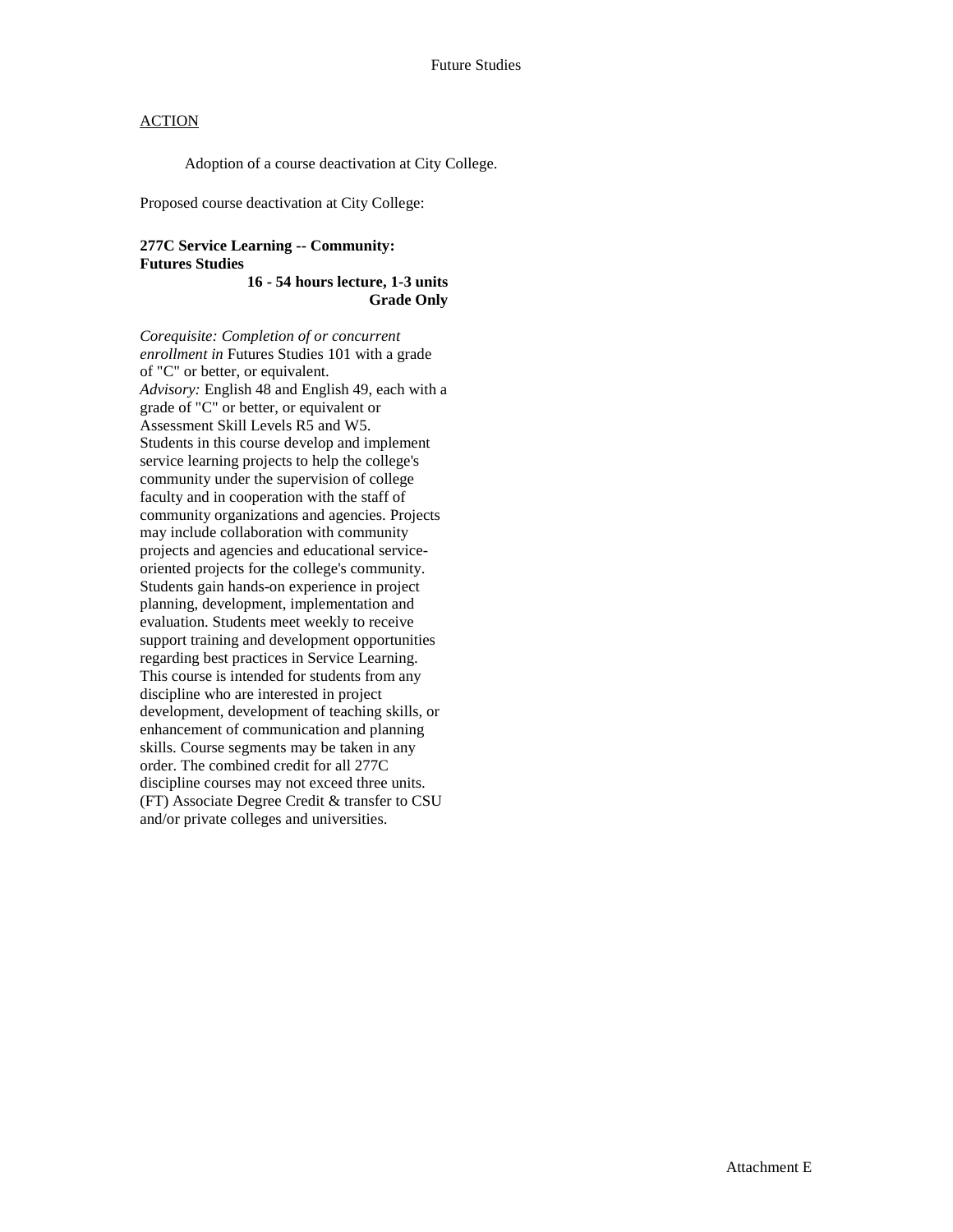## ACTION

Adoption of a course deactivation at City College.

Proposed course deactivation at City College:

**277C Service Learning -- Community: Futures Studies**
**16 - 54 hours lecture, 1-3 units**
**Grade Only**

*Corequisite: Completion of or concurrent enrollment in* Futures Studies 101 with a grade of "C" or better, or equivalent.
*Advisory:* English 48 and English 49, each with a grade of "C" or better, or equivalent or Assessment Skill Levels R5 and W5.
Students in this course develop and implement service learning projects to help the college's community under the supervision of college faculty and in cooperation with the staff of community organizations and agencies. Projects may include collaboration with community projects and agencies and educational service-oriented projects for the college's community. Students gain hands-on experience in project planning, development, implementation and evaluation. Students meet weekly to receive support training and development opportunities regarding best practices in Service Learning. This course is intended for students from any discipline who are interested in project development, development of teaching skills, or enhancement of communication and planning skills. Course segments may be taken in any order. The combined credit for all 277C discipline courses may not exceed three units. (FT) Associate Degree Credit & transfer to CSU and/or private colleges and universities.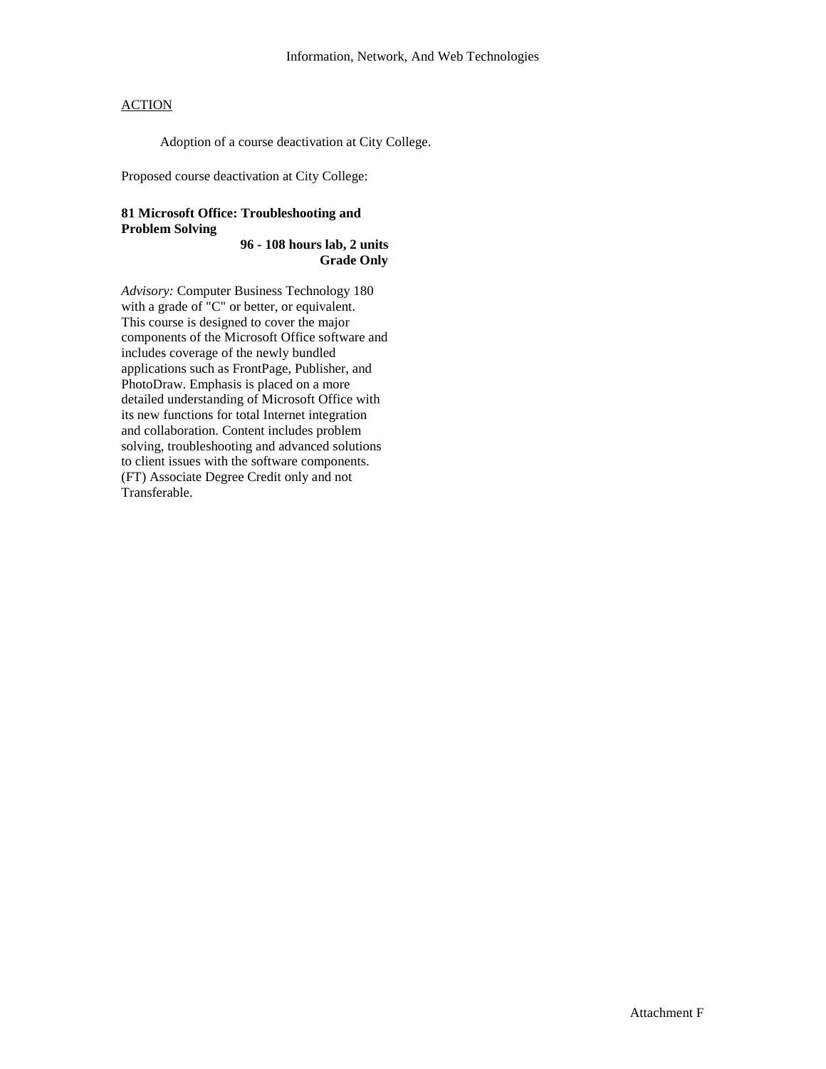Information, Network, And Web Technologies

<u>ACTION</u>

Adoption of a course deactivation at City College.

Proposed course deactivation at City College:

**81 Microsoft Office: Troubleshooting and Problem Solving**
**96 - 108 hours lab, 2 units**
**Grade Only**

*Advisory:* Computer Business Technology 180 with a grade of "C" or better, or equivalent. This course is designed to cover the major components of the Microsoft Office software and includes coverage of the newly bundled applications such as FrontPage, Publisher, and PhotoDraw. Emphasis is placed on a more detailed understanding of Microsoft Office with its new functions for total Internet integration and collaboration. Content includes problem solving, troubleshooting and advanced solutions to client issues with the software components. (FT) Associate Degree Credit only and not Transferable.

Attachment F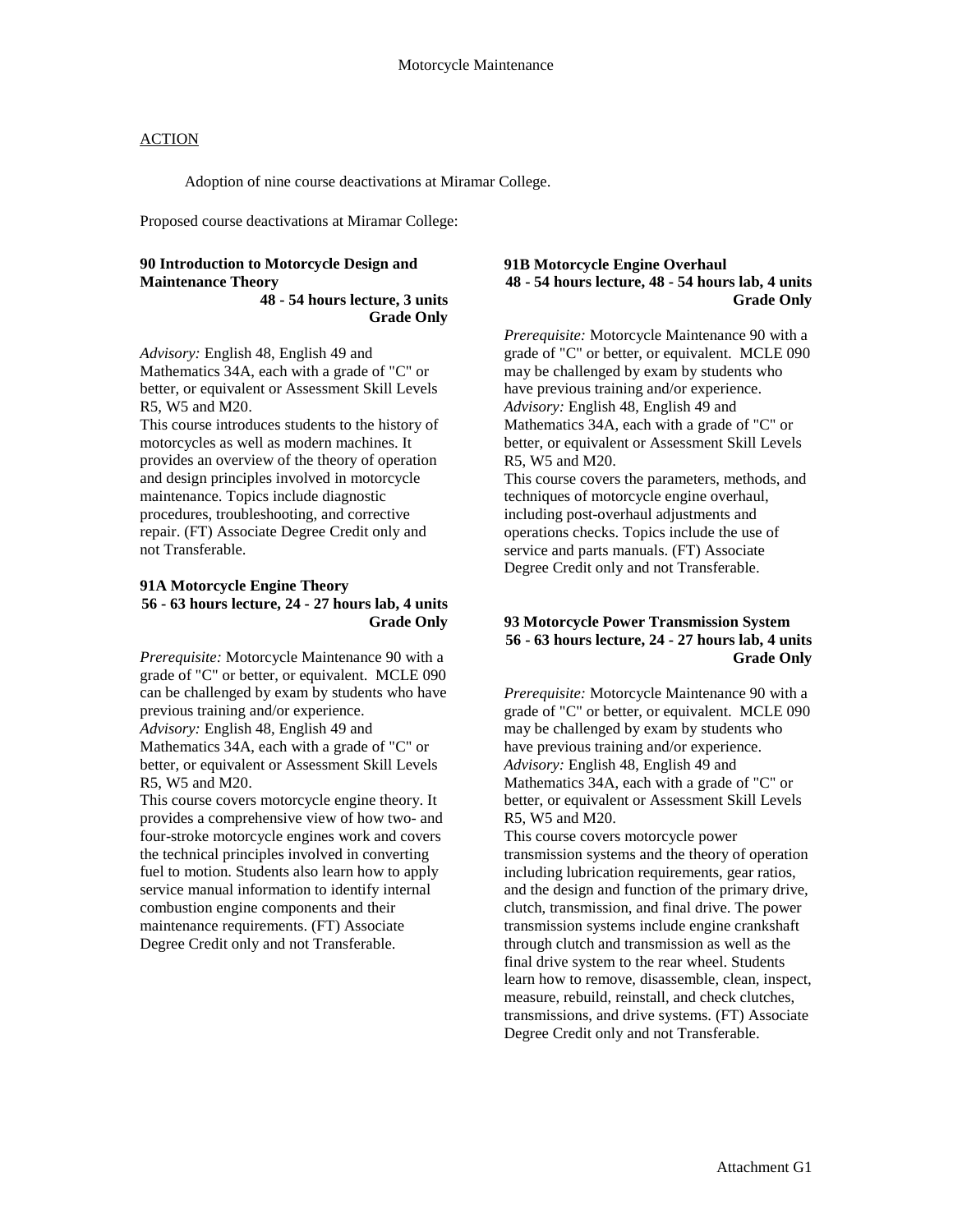Motorcycle Maintenance

ACTION

Adoption of nine course deactivations at Miramar College.

Proposed course deactivations at Miramar College:

**90 Introduction to Motorcycle Design and Maintenance Theory**
**48 - 54 hours lecture, 3 units**
**Grade Only**

*Advisory:* English 48, English 49 and Mathematics 34A, each with a grade of "C" or better, or equivalent or Assessment Skill Levels R5, W5 and M20.
This course introduces students to the history of motorcycles as well as modern machines. It provides an overview of the theory of operation and design principles involved in motorcycle maintenance. Topics include diagnostic procedures, troubleshooting, and corrective repair. (FT) Associate Degree Credit only and not Transferable.

**91A Motorcycle Engine Theory**
**56 - 63 hours lecture, 24 - 27 hours lab, 4 units**
**Grade Only**

*Prerequisite:* Motorcycle Maintenance 90 with a grade of "C" or better, or equivalent. MCLE 090 can be challenged by exam by students who have previous training and/or experience.
*Advisory:* English 48, English 49 and Mathematics 34A, each with a grade of "C" or better, or equivalent or Assessment Skill Levels R5, W5 and M20.
This course covers motorcycle engine theory. It provides a comprehensive view of how two- and four-stroke motorcycle engines work and covers the technical principles involved in converting fuel to motion. Students also learn how to apply service manual information to identify internal combustion engine components and their maintenance requirements. (FT) Associate Degree Credit only and not Transferable.

**91B Motorcycle Engine Overhaul**
**48 - 54 hours lecture, 48 - 54 hours lab, 4 units**
**Grade Only**

*Prerequisite:* Motorcycle Maintenance 90 with a grade of "C" or better, or equivalent. MCLE 090 may be challenged by exam by students who have previous training and/or experience.
*Advisory:* English 48, English 49 and Mathematics 34A, each with a grade of "C" or better, or equivalent or Assessment Skill Levels R5, W5 and M20.
This course covers the parameters, methods, and techniques of motorcycle engine overhaul, including post-overhaul adjustments and operations checks. Topics include the use of service and parts manuals. (FT) Associate Degree Credit only and not Transferable.

**93 Motorcycle Power Transmission System**
**56 - 63 hours lecture, 24 - 27 hours lab, 4 units**
**Grade Only**

*Prerequisite:* Motorcycle Maintenance 90 with a grade of "C" or better, or equivalent. MCLE 090 may be challenged by exam by students who have previous training and/or experience.
*Advisory:* English 48, English 49 and Mathematics 34A, each with a grade of "C" or better, or equivalent or Assessment Skill Levels R5, W5 and M20.
This course covers motorcycle power transmission systems and the theory of operation including lubrication requirements, gear ratios, and the design and function of the primary drive, clutch, transmission, and final drive. The power transmission systems include engine crankshaft through clutch and transmission as well as the final drive system to the rear wheel. Students learn how to remove, disassemble, clean, inspect, measure, rebuild, reinstall, and check clutches, transmissions, and drive systems. (FT) Associate Degree Credit only and not Transferable.

Attachment G1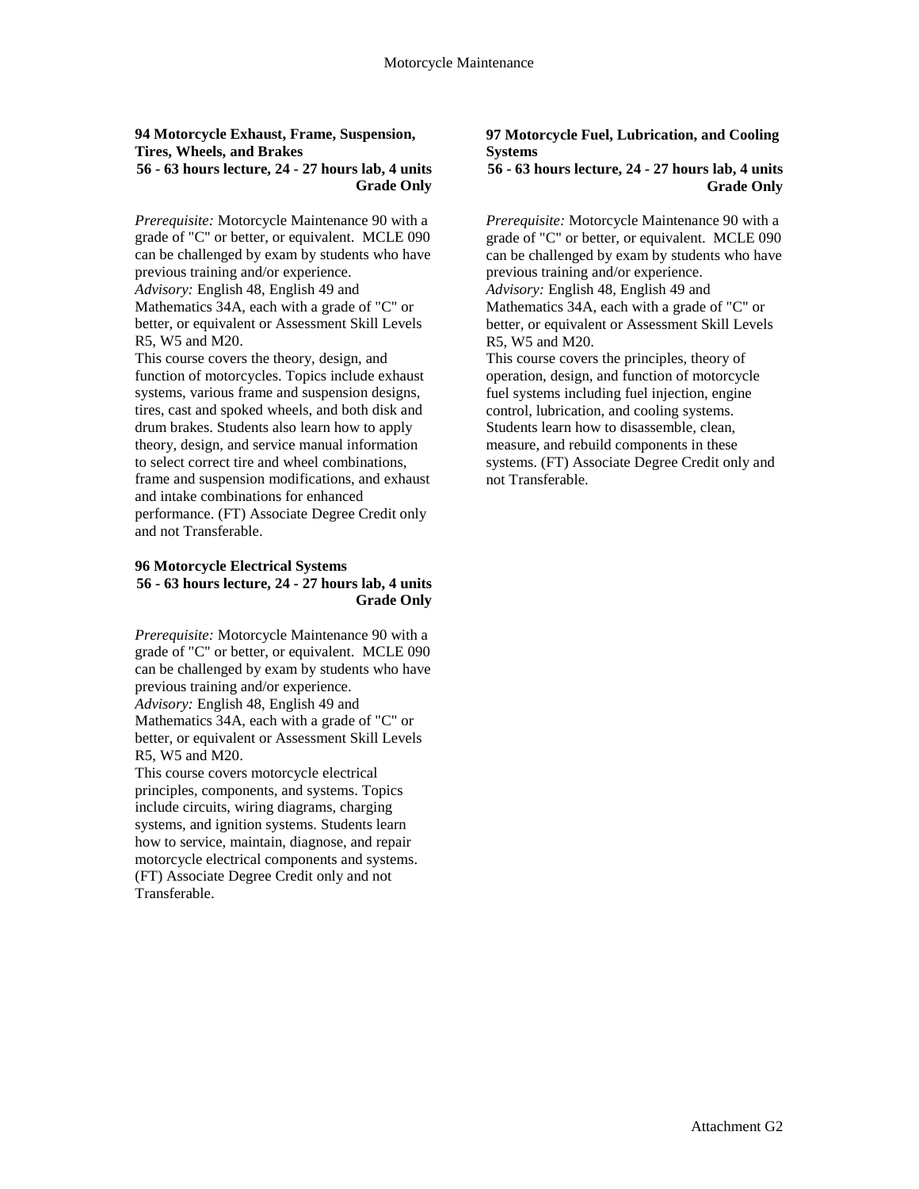### 94 Motorcycle Exhaust, Frame, Suspension, Tires, Wheels, and Brakes

**56 - 63 hours lecture, 24 - 27 hours lab, 4 units**
**Grade Only**

*Prerequisite:* Motorcycle Maintenance 90 with a grade of "C" or better, or equivalent. MCLE 090 can be challenged by exam by students who have previous training and/or experience.
*Advisory:* English 48, English 49 and Mathematics 34A, each with a grade of "C" or better, or equivalent or Assessment Skill Levels R5, W5 and M20.
This course covers the theory, design, and function of motorcycles. Topics include exhaust systems, various frame and suspension designs, tires, cast and spoked wheels, and both disk and drum brakes. Students also learn how to apply theory, design, and service manual information to select correct tire and wheel combinations, frame and suspension modifications, and exhaust and intake combinations for enhanced performance. (FT) Associate Degree Credit only and not Transferable.

### 96 Motorcycle Electrical Systems

**56 - 63 hours lecture, 24 - 27 hours lab, 4 units**
**Grade Only**

*Prerequisite:* Motorcycle Maintenance 90 with a grade of "C" or better, or equivalent. MCLE 090 can be challenged by exam by students who have previous training and/or experience.
*Advisory:* English 48, English 49 and Mathematics 34A, each with a grade of "C" or better, or equivalent or Assessment Skill Levels R5, W5 and M20.
This course covers motorcycle electrical principles, components, and systems. Topics include circuits, wiring diagrams, charging systems, and ignition systems. Students learn how to service, maintain, diagnose, and repair motorcycle electrical components and systems. (FT) Associate Degree Credit only and not Transferable.

### 97 Motorcycle Fuel, Lubrication, and Cooling Systems

**56 - 63 hours lecture, 24 - 27 hours lab, 4 units**
**Grade Only**

*Prerequisite:* Motorcycle Maintenance 90 with a grade of "C" or better, or equivalent. MCLE 090 can be challenged by exam by students who have previous training and/or experience.
*Advisory:* English 48, English 49 and Mathematics 34A, each with a grade of "C" or better, or equivalent or Assessment Skill Levels R5, W5 and M20.
This course covers the principles, theory of operation, design, and function of motorcycle fuel systems including fuel injection, engine control, lubrication, and cooling systems. Students learn how to disassemble, clean, measure, and rebuild components in these systems. (FT) Associate Degree Credit only and not Transferable.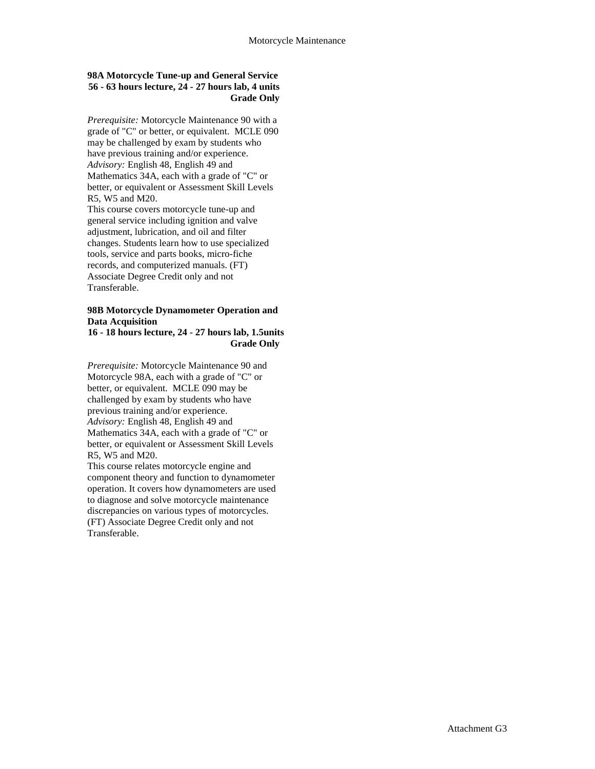## 98A Motorcycle Tune-up and General Service

**56 - 63 hours lecture, 24 - 27 hours lab, 4 units**
**Grade Only**

*Prerequisite:* Motorcycle Maintenance 90 with a grade of "C" or better, or equivalent. MCLE 090 may be challenged by exam by students who have previous training and/or experience.
*Advisory:* English 48, English 49 and Mathematics 34A, each with a grade of "C" or better, or equivalent or Assessment Skill Levels R5, W5 and M20.
This course covers motorcycle tune-up and general service including ignition and valve adjustment, lubrication, and oil and filter changes. Students learn how to use specialized tools, service and parts books, micro-fiche records, and computerized manuals. (FT) Associate Degree Credit only and not Transferable.

## 98B Motorcycle Dynamometer Operation and Data Acquisition

**16 - 18 hours lecture, 24 - 27 hours lab, 1.5units**
**Grade Only**

*Prerequisite:* Motorcycle Maintenance 90 and Motorcycle 98A, each with a grade of "C" or better, or equivalent. MCLE 090 may be challenged by exam by students who have previous training and/or experience.
*Advisory:* English 48, English 49 and Mathematics 34A, each with a grade of "C" or better, or equivalent or Assessment Skill Levels R5, W5 and M20.
This course relates motorcycle engine and component theory and function to dynamometer operation. It covers how dynamometers are used to diagnose and solve motorcycle maintenance discrepancies on various types of motorcycles. (FT) Associate Degree Credit only and not Transferable.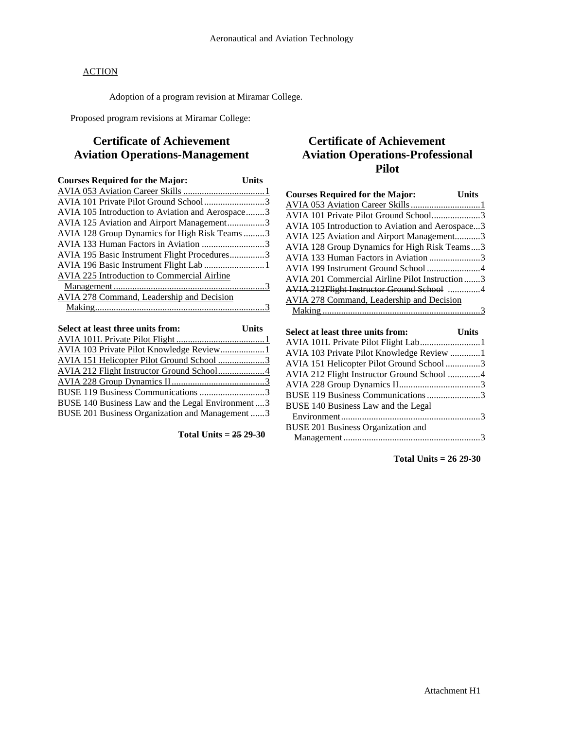ACTION

Adoption of a program revision at Miramar College.

Proposed program revisions at Miramar College:

## Certificate of Achievement
## Aviation Operations-Management

| Courses Required for the Major: | Units |
|---|---|
| AVIA 053 Aviation Career Skills | 1 |
| AVIA 101 Private Pilot Ground School | 3 |
| AVIA 105 Introduction to Aviation and Aerospace | 3 |
| AVIA 125 Aviation and Airport Management | 3 |
| AVIA 128 Group Dynamics for High Risk Teams | 3 |
| AVIA 133 Human Factors in Aviation | 3 |
| AVIA 195 Basic Instrument Flight Procedures | 3 |
| AVIA 196 Basic Instrument Flight Lab | 1 |
| AVIA 225 Introduction to Commercial Airline Management | 3 |
| AVIA 278 Command, Leadership and Decision Making | 3 |

| Select at least three units from: | Units |
|---|---|
| AVIA 101L Private Pilot Flight | 1 |
| AVIA 103 Private Pilot Knowledge Review | 1 |
| AVIA 151 Helicopter Pilot Ground School | 3 |
| AVIA 212 Flight Instructor Ground School | 4 |
| AVIA 228 Group Dynamics II | 3 |
| BUSE 119 Business Communications | 3 |
| BUSE 140 Business Law and the Legal Environment | 3 |
| BUSE 201 Business Organization and Management | 3 |

**Total Units = ~~25~~ 29-30**

## Certificate of Achievement
## Aviation Operations-Professional Pilot

| Courses Required for the Major: | Units |
|---|---|
| AVIA 053 Aviation Career Skills | 1 |
| AVIA 101 Private Pilot Ground School | 3 |
| AVIA 105 Introduction to Aviation and Aerospace | 3 |
| AVIA 125 Aviation and Airport Management | 3 |
| AVIA 128 Group Dynamics for High Risk Teams | 3 |
| AVIA 133 Human Factors in Aviation | 3 |
| AVIA 199 Instrument Ground School | 4 |
| AVIA 201 Commercial Airline Pilot Instruction | 3 |
| ~~AVIA 212Flight Instructor Ground School~~ | ~~4~~ |
| AVIA 278 Command, Leadership and Decision Making | 3 |

| Select at least three units from: | Units |
|---|---|
| AVIA 101L Private Pilot Flight Lab | 1 |
| AVIA 103 Private Pilot Knowledge Review | 1 |
| AVIA 151 Helicopter Pilot Ground School | 3 |
| AVIA 212 Flight Instructor Ground School | 4 |
| AVIA 228 Group Dynamics II | 3 |
| BUSE 119 Business Communications | 3 |
| BUSE 140 Business Law and the Legal Environment | 3 |
| BUSE 201 Business Organization and Management | 3 |

**Total Units = ~~26~~ 29-30**

Attachment H1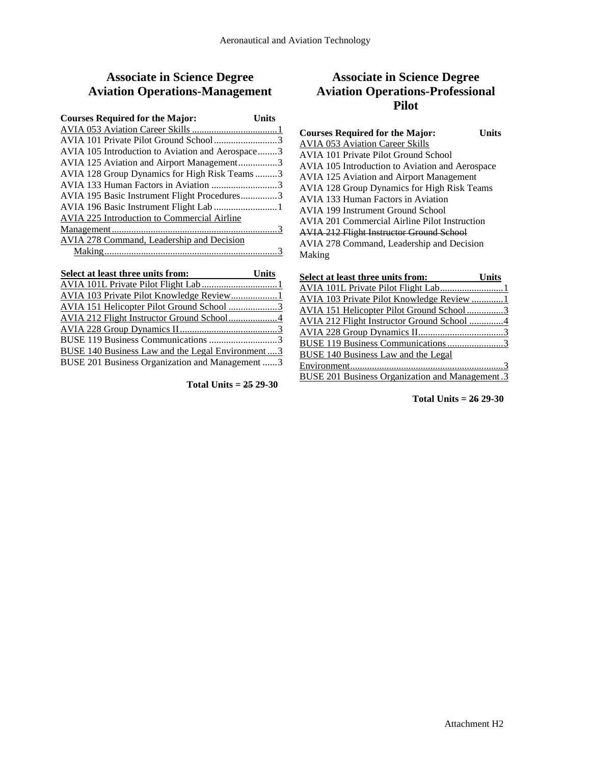# Associate in Science Degree Aviation Operations-Management

| Courses Required for the Major: | Units |
|---|---|
| AVIA 053 Aviation Career Skills | 1 |
| AVIA 101 Private Pilot Ground School | 3 |
| AVIA 105 Introduction to Aviation and Aerospace | 3 |
| AVIA 125 Aviation and Airport Management | 3 |
| AVIA 128 Group Dynamics for High Risk Teams | 3 |
| AVIA 133 Human Factors in Aviation | 3 |
| AVIA 195 Basic Instrument Flight Procedures | 3 |
| AVIA 196 Basic Instrument Flight Lab | 1 |
| AVIA 225 Introduction to Commercial Airline Management | 3 |
| AVIA 278 Command, Leadership and Decision Making | 3 |

| Select at least three units from: | Units |
|---|---|
| AVIA 101L Private Pilot Flight Lab | 1 |
| AVIA 103 Private Pilot Knowledge Review | 1 |
| AVIA 151 Helicopter Pilot Ground School | 3 |
| AVIA 212 Flight Instructor Ground School | 4 |
| AVIA 228 Group Dynamics II | 3 |
| BUSE 119 Business Communications | 3 |
| BUSE 140 Business Law and the Legal Environment | 3 |
| BUSE 201 Business Organization and Management | 3 |

**Total Units = ~~25~~ 29-30**

# Associate in Science Degree Aviation Operations-Professional Pilot

**Courses Required for the Major:** **Units**

AVIA 053 Aviation Career Skills
AVIA 101 Private Pilot Ground School
AVIA 105 Introduction to Aviation and Aerospace
AVIA 125 Aviation and Airport Management
AVIA 128 Group Dynamics for High Risk Teams
AVIA 133 Human Factors in Aviation
AVIA 199 Instrument Ground School
AVIA 201 Commercial Airline Pilot Instruction
~~AVIA 212 Flight Instructor Ground School~~
AVIA 278 Command, Leadership and Decision Making

| Select at least three units from: | Units |
|---|---|
| AVIA 101L Private Pilot Flight Lab | 1 |
| AVIA 103 Private Pilot Knowledge Review | 1 |
| AVIA 151 Helicopter Pilot Ground School | 3 |
| AVIA 212 Flight Instructor Ground School | 4 |
| AVIA 228 Group Dynamics II | 3 |
| BUSE 119 Business Communications | 3 |
| BUSE 140 Business Law and the Legal Environment | 3 |
| BUSE 201 Business Organization and Management | 3 |

**Total Units = ~~26~~ 29-30**

Attachment H2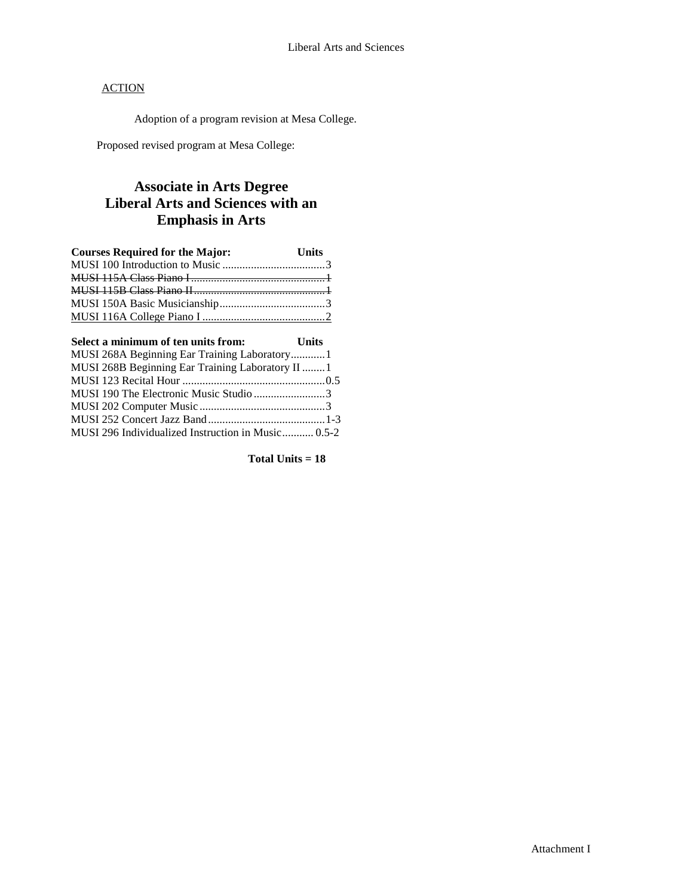<u>ACTION</u>

Adoption of a program revision at Mesa College.

Proposed revised program at Mesa College:

# Associate in Arts Degree Liberal Arts and Sciences with an Emphasis in Arts

| Courses Required for the Major: | Units |
|---|---|
| MUSI 100 Introduction to Music | 3 |
| ~~MUSI 115A Class Piano I~~ | ~~1~~ |
| ~~MUSI 115B Class Piano II~~ | ~~1~~ |
| MUSI 150A Basic Musicianship | 3 |
| <u>MUSI 116A College Piano I</u> | <u>2</u> |

| Select a minimum of ten units from: | Units |
|---|---|
| MUSI 268A Beginning Ear Training Laboratory | 1 |
| MUSI 268B Beginning Ear Training Laboratory II | 1 |
| MUSI 123 Recital Hour | 0.5 |
| MUSI 190 The Electronic Music Studio | 3 |
| MUSI 202 Computer Music | 3 |
| MUSI 252 Concert Jazz Band | 1-3 |
| MUSI 296 Individualized Instruction in Music | 0.5-2 |

**Total Units = 18**

Attachment I